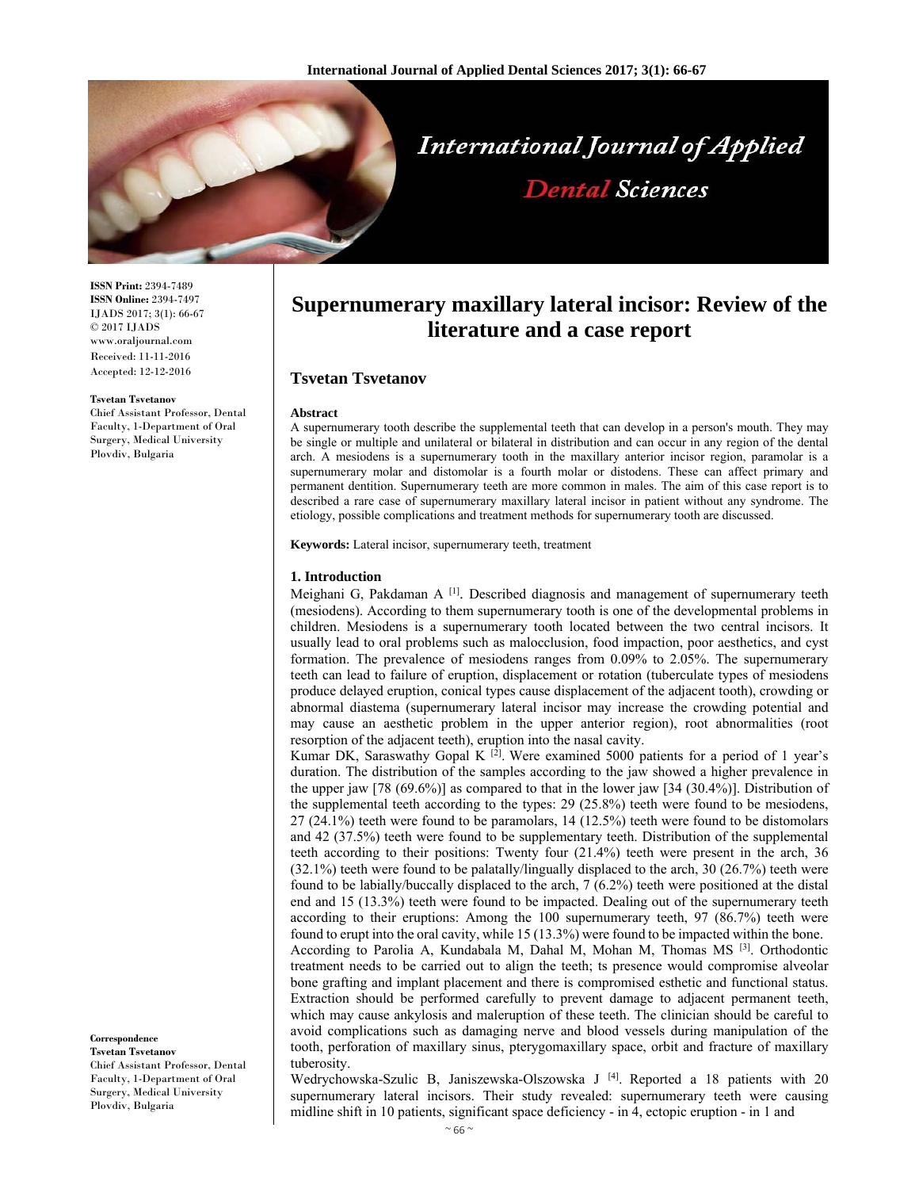# Supernumerary maxillary lateral incisor: Review of the literature and a case report

## Tsvetan Tsvetanov

**ISSN Print:** 2394-7489
**ISSN Online:** 2394-7497
IJADS 2017; 3(1): 66-67
© 2017 IJADS
www.oraljournal.com
Received: 11-11-2016
Accepted: 12-12-2016

**Tsvetan Tsvetanov**
Chief Assistant Professor, Dental Faculty, 1-Department of Oral Surgery, Medical University Plovdiv, Bulgaria

**Correspondence**
**Tsvetan Tsvetanov**
Chief Assistant Professor, Dental Faculty, 1-Department of Oral Surgery, Medical University Plovdiv, Bulgaria

**Abstract**

A supernumerary tooth describe the supplemental teeth that can develop in a person's mouth. They may be single or multiple and unilateral or bilateral in distribution and can occur in any region of the dental arch. A mesiodens is a supernumerary tooth in the maxillary anterior incisor region, paramolar is a supernumerary molar and distomolar is a fourth molar or distodens. These can affect primary and permanent dentition. Supernumerary teeth are more common in males. The aim of this case report is to described a rare case of supernumerary maxillary lateral incisor in patient without any syndrome. The etiology, possible complications and treatment methods for supernumerary tooth are discussed.

**Keywords:** Lateral incisor, supernumerary teeth, treatment

### 1. Introduction

Meighani G, Pakdaman A [1]. Described diagnosis and management of supernumerary teeth (mesiodens). According to them supernumerary tooth is one of the developmental problems in children. Mesiodens is a supernumerary tooth located between the two central incisors. It usually lead to oral problems such as malocclusion, food impaction, poor aesthetics, and cyst formation. The prevalence of mesiodens ranges from 0.09% to 2.05%. The supernumerary teeth can lead to failure of eruption, displacement or rotation (tuberculate types of mesiodens produce delayed eruption, conical types cause displacement of the adjacent tooth), crowding or abnormal diastema (supernumerary lateral incisor may increase the crowding potential and may cause an aesthetic problem in the upper anterior region), root abnormalities (root resorption of the adjacent teeth), eruption into the nasal cavity.

Kumar DK, Saraswathy Gopal K [2]. Were examined 5000 patients for a period of 1 year's duration. The distribution of the samples according to the jaw showed a higher prevalence in the upper jaw [78 (69.6%)] as compared to that in the lower jaw [34 (30.4%)]. Distribution of the supplemental teeth according to the types: 29 (25.8%) teeth were found to be mesiodens, 27 (24.1%) teeth were found to be paramolars, 14 (12.5%) teeth were found to be distomolars and 42 (37.5%) teeth were found to be supplementary teeth. Distribution of the supplemental teeth according to their positions: Twenty four (21.4%) teeth were present in the arch, 36 (32.1%) teeth were found to be palatally/lingually displaced to the arch, 30 (26.7%) teeth were found to be labially/buccally displaced to the arch, 7 (6.2%) teeth were positioned at the distal end and 15 (13.3%) teeth were found to be impacted. Dealing out of the supernumerary teeth according to their eruptions: Among the 100 supernumerary teeth, 97 (86.7%) teeth were found to erupt into the oral cavity, while 15 (13.3%) were found to be impacted within the bone.

According to Parolia A, Kundabala M, Dahal M, Mohan M, Thomas MS [3]. Orthodontic treatment needs to be carried out to align the teeth; ts presence would compromise alveolar bone grafting and implant placement and there is compromised esthetic and functional status. Extraction should be performed carefully to prevent damage to adjacent permanent teeth, which may cause ankylosis and maleruption of these teeth. The clinician should be careful to avoid complications such as damaging nerve and blood vessels during manipulation of the tooth, perforation of maxillary sinus, pterygomaxillary space, orbit and fracture of maxillary tuberosity.

Wedrychowska-Szulic B, Janiszewska-Olszowska J [4]. Reported a 18 patients with 20 supernumerary lateral incisors. Their study revealed: supernumerary teeth were causing midline shift in 10 patients, significant space deficiency - in 4, ectopic eruption - in 1 and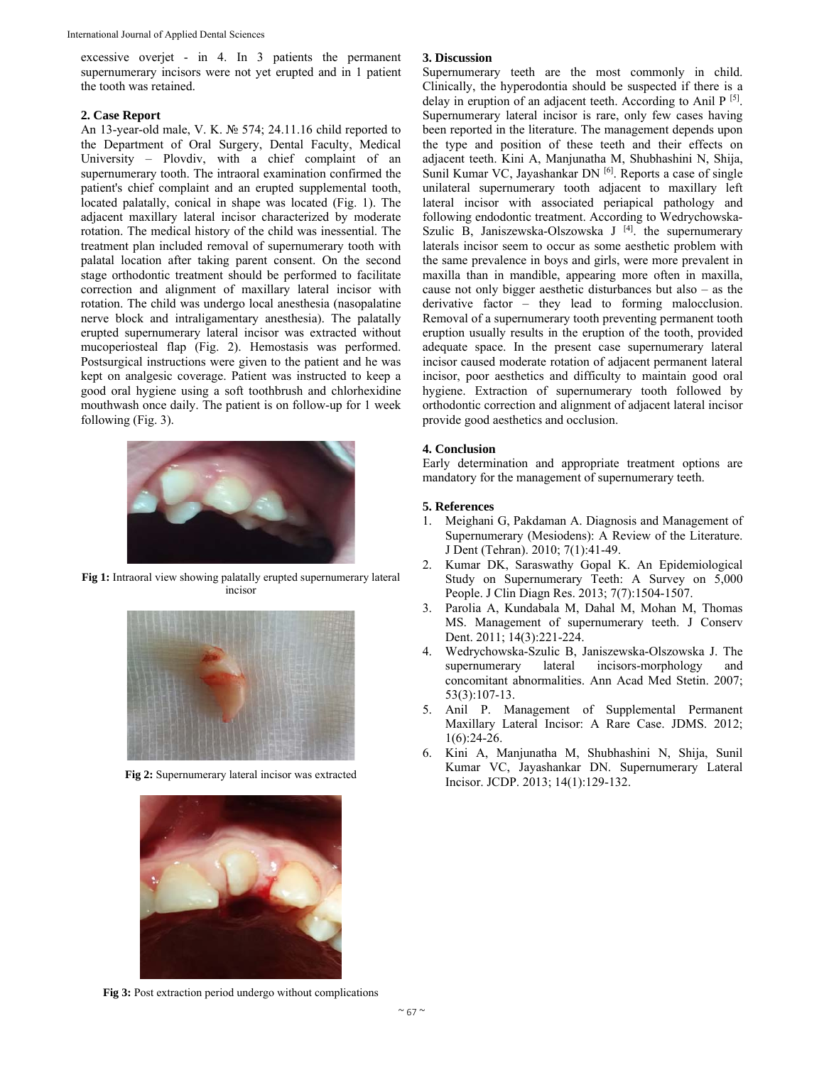excessive overjet - in 4. In 3 patients the permanent supernumerary incisors were not yet erupted and in 1 patient the tooth was retained.

## 2. Case Report

An 13-year-old male, V. K. № 574; 24.11.16 child reported to the Department of Oral Surgery, Dental Faculty, Medical University – Plovdiv, with a chief complaint of an supernumerary tooth. The intraoral examination confirmed the patient's chief complaint and an erupted supplemental tooth, located palatally, conical in shape was located (Fig. 1). The adjacent maxillary lateral incisor characterized by moderate rotation. The medical history of the child was inessential. The treatment plan included removal of supernumerary tooth with palatal location after taking parent consent. On the second stage orthodontic treatment should be performed to facilitate correction and alignment of maxillary lateral incisor with rotation. The child was undergo local anesthesia (nasopalatine nerve block and intraligamentary anesthesia). The palatally erupted supernumerary lateral incisor was extracted without mucoperiosteal flap (Fig. 2). Hemostasis was performed. Postsurgical instructions were given to the patient and he was kept on analgesic coverage. Patient was instructed to keep a good oral hygiene using a soft toothbrush and chlorhexidine mouthwash once daily. The patient is on follow-up for 1 week following (Fig. 3).

**Fig 1:** Intraoral view showing palatally erupted supernumerary lateral incisor

**Fig 2:** Supernumerary lateral incisor was extracted

**Fig 3:** Post extraction period undergo without complications

## 3. Discussion

Supernumerary teeth are the most commonly in child. Clinically, the hyperodontia should be suspected if there is a delay in eruption of an adjacent teeth. According to Anil P [5]. Supernumerary lateral incisor is rare, only few cases having been reported in the literature. The management depends upon the type and position of these teeth and their effects on adjacent teeth. Kini A, Manjunatha M, Shubhashini N, Shija, Sunil Kumar VC, Jayashankar DN [6]. Reports a case of single unilateral supernumerary tooth adjacent to maxillary left lateral incisor with associated periapical pathology and following endodontic treatment. According to Wedrychowska-Szulic B, Janiszewska-Olszowska J [4]. the supernumerary laterals incisor seem to occur as some aesthetic problem with the same prevalence in boys and girls, were more prevalent in maxilla than in mandible, appearing more often in maxilla, cause not only bigger aesthetic disturbances but also – as the derivative factor – they lead to forming malocclusion. Removal of a supernumerary tooth preventing permanent tooth eruption usually results in the eruption of the tooth, provided adequate space. In the present case supernumerary lateral incisor caused moderate rotation of adjacent permanent lateral incisor, poor aesthetics and difficulty to maintain good oral hygiene. Extraction of supernumerary tooth followed by orthodontic correction and alignment of adjacent lateral incisor provide good aesthetics and occlusion.

## 4. Conclusion

Early determination and appropriate treatment options are mandatory for the management of supernumerary teeth.

## 5. References

1. Meighani G, Pakdaman A. Diagnosis and Management of Supernumerary (Mesiodens): A Review of the Literature. J Dent (Tehran). 2010; 7(1):41-49.
2. Kumar DK, Saraswathy Gopal K. An Epidemiological Study on Supernumerary Teeth: A Survey on 5,000 People. J Clin Diagn Res. 2013; 7(7):1504-1507.
3. Parolia A, Kundabala M, Dahal M, Mohan M, Thomas MS. Management of supernumerary teeth. J Conserv Dent. 2011; 14(3):221-224.
4. Wedrychowska-Szulic B, Janiszewska-Olszowska J. The supernumerary lateral incisors-morphology and concomitant abnormalities. Ann Acad Med Stetin. 2007; 53(3):107-13.
5. Anil P. Management of Supplemental Permanent Maxillary Lateral Incisor: A Rare Case. JDMS. 2012; 1(6):24-26.
6. Kini A, Manjunatha M, Shubhashini N, Shija, Sunil Kumar VC, Jayashankar DN. Supernumerary Lateral Incisor. JCDP. 2013; 14(1):129-132.